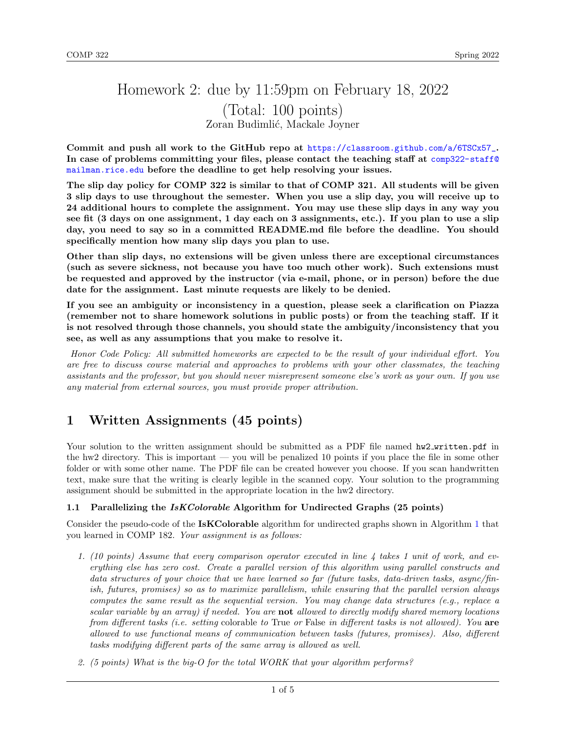# Homework 2: due by 11:59pm on February 18, 2022

## (Total: 100 points)

Zoran Budimlić, Mackale Joyner

**Commit and push all work to the GitHub repo at https://classroom.github.com/a/6TSCx57_. In case of problems committing your files, please contact the teaching staff at comp322-staff@mailman.rice.edu before the deadline to get help resolving your issues.**

**The slip day policy for COMP 322 is similar to that of COMP 321. All students will be given 3 slip days to use throughout the semester. When you use a slip day, you will receive up to 24 additional hours to complete the assignment. You may use these slip days in any way you see fit (3 days on one assignment, 1 day each on 3 assignments, etc.). If you plan to use a slip day, you need to say so in a committed README.md file before the deadline. You should specifically mention how many slip days you plan to use.**

**Other than slip days, no extensions will be given unless there are exceptional circumstances (such as severe sickness, not because you have too much other work). Such extensions must be requested and approved by the instructor (via e-mail, phone, or in person) before the due date for the assignment. Last minute requests are likely to be denied.**

**If you see an ambiguity or inconsistency in a question, please seek a clarification on Piazza (remember not to share homework solutions in public posts) or from the teaching staff. If it is not resolved through those channels, you should state the ambiguity/inconsistency that you see, as well as any assumptions that you make to resolve it.**

*Honor Code Policy: All submitted homeworks are expected to be the result of your individual effort. You are free to discuss course material and approaches to problems with your other classmates, the teaching assistants and the professor, but you should never misrepresent someone else's work as your own. If you use any material from external sources, you must provide proper attribution.*

## 1 Written Assignments (45 points)

Your solution to the written assignment should be submitted as a PDF file named `hw2_written.pdf` in the hw2 directory. This is important — you will be penalized 10 points if you place the file in some other folder or with some other name. The PDF file can be created however you choose. If you scan handwritten text, make sure that the writing is clearly legible in the scanned copy. Your solution to the programming assignment should be submitted in the appropriate location in the hw2 directory.

### 1.1 Parallelizing the *IsKColorable* Algorithm for Undirected Graphs (25 points)

Consider the pseudo-code of the **IsKColorable** algorithm for undirected graphs shown in Algorithm 1 that you learned in COMP 182. *Your assignment is as follows:*

1. *(10 points) Assume that every comparison operator executed in line 4 takes 1 unit of work, and everything else has zero cost. Create a parallel version of this algorithm using parallel constructs and data structures of your choice that we have learned so far (future tasks, data-driven tasks, async/finish, futures, promises) so as to maximize parallelism, while ensuring that the parallel version always computes the same result as the sequential version. You may change data structures (e.g., replace a scalar variable by an array) if needed. You are* **not** *allowed to directly modify shared memory locations from different tasks (i.e. setting* colorable *to* True *or* False *in different tasks is not allowed). You* **are** *allowed to use functional means of communication between tasks (futures, promises). Also, different tasks modifying different parts of the same array is allowed as well.*
2. *(5 points) What is the big-O for the total WORK that your algorithm performs?*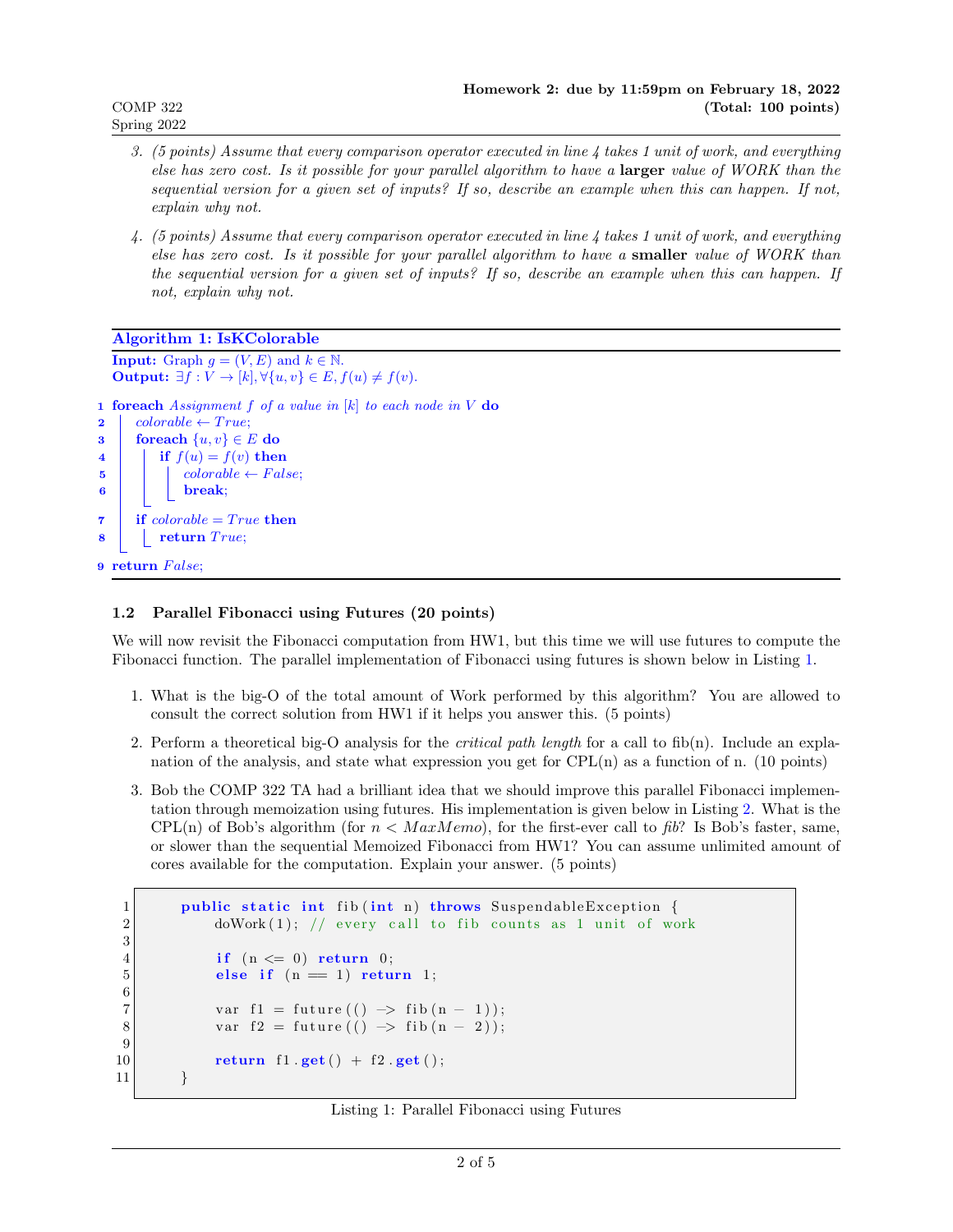3. *(5 points) Assume that every comparison operator executed in line 4 takes 1 unit of work, and everything else has zero cost. Is it possible for your parallel algorithm to have a* **larger** *value of WORK than the sequential version for a given set of inputs? If so, describe an example when this can happen. If not, explain why not.*

4. *(5 points) Assume that every comparison operator executed in line 4 takes 1 unit of work, and everything else has zero cost. Is it possible for your parallel algorithm to have a* **smaller** *value of WORK than the sequential version for a given set of inputs? If so, describe an example when this can happen. If not, explain why not.*

**Algorithm 1: IsKColorable**

**Input:** Graph $g = (V, E)$ and $k \in \mathbb{N}$.
**Output:** $\exists f : V \to [k], \forall \{u, v\} \in E, f(u) \neq f(v)$.

```
1 foreach Assignment f of a value in [k] to each node in V do
2     colorable ← True;
3     foreach {u, v} ∈ E do
4         if f(u) = f(v) then
5             colorable ← False;
6             break;
7     if colorable = True then
8         return True;
9 return False;
```

### 1.2 Parallel Fibonacci using Futures (20 points)

We will now revisit the Fibonacci computation from HW1, but this time we will use futures to compute the Fibonacci function. The parallel implementation of Fibonacci using futures is shown below in Listing 1.

1. What is the big-O of the total amount of Work performed by this algorithm? You are allowed to consult the correct solution from HW1 if it helps you answer this. (5 points)

2. Perform a theoretical big-O analysis for the *critical path length* for a call to fib(n). Include an explanation of the analysis, and state what expression you get for CPL(n) as a function of n. (10 points)

3. Bob the COMP 322 TA had a brilliant idea that we should improve this parallel Fibonacci implementation through memoization using futures. His implementation is given below in Listing 2. What is the CPL(n) of Bob's algorithm (for $n < MaxMemo$), for the first-ever call to *fib*? Is Bob's faster, same, or slower than the sequential Memoized Fibonacci from HW1? You can assume unlimited amount of cores available for the computation. Explain your answer. (5 points)

```java
1      public static int fib(int n) throws SuspendableException {
2          doWork(1); // every call to fib counts as 1 unit of work
3
4          if (n <= 0) return 0;
5          else if (n == 1) return 1;
6
7          var f1 = future(() -> fib(n - 1));
8          var f2 = future(() -> fib(n - 2));
9
10         return f1.get() + f2.get();
11     }
```

Listing 1: Parallel Fibonacci using Futures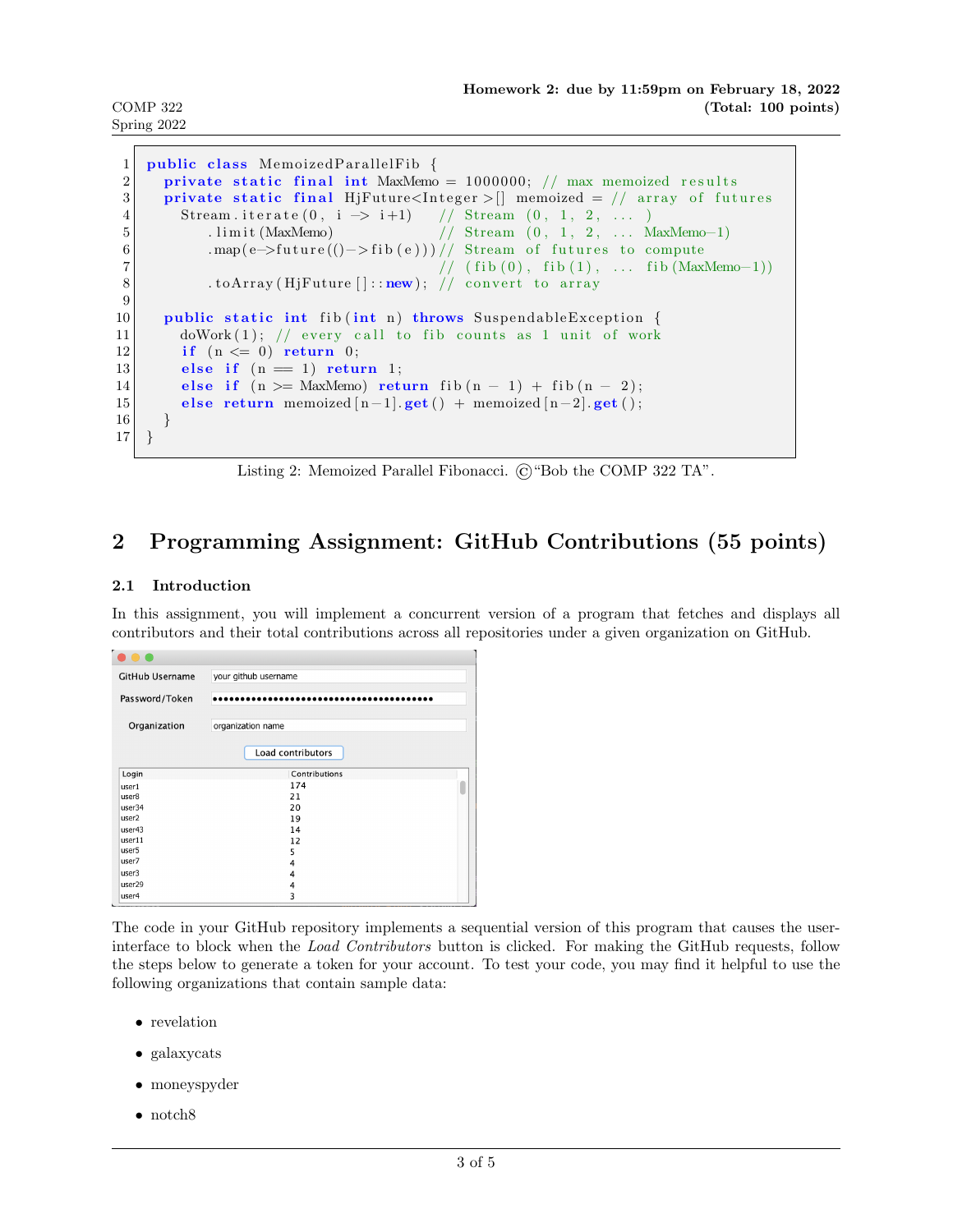```java
public class MemoizedParallelFib {
  private static final int MaxMemo = 1000000; // max memoized results
  private static final HjFuture<Integer>[] memoized = // array of futures
    Stream.iterate(0, i -> i+1)    // Stream (0, 1, 2, ... )
        .limit(MaxMemo)            // Stream (0, 1, 2, ... MaxMemo-1)
        .map(e->future(()->fib(e)))// Stream of futures to compute
                                   // (fib(0), fib(1), ... fib(MaxMemo-1))
        .toArray(HjFuture[]::new); // convert to array

  public static int fib(int n) throws SuspendableException {
    doWork(1); // every call to fib counts as 1 unit of work
    if (n <= 0) return 0;
    else if (n == 1) return 1;
    else if (n >= MaxMemo) return fib(n - 1) + fib(n - 2);
    else return memoized[n-1].get() + memoized[n-2].get();
  }
}
```

Listing 2: Memoized Parallel Fibonacci. ©“Bob the COMP 322 TA”.

## 2 Programming Assignment: GitHub Contributions (55 points)

### 2.1 Introduction

In this assignment, you will implement a concurrent version of a program that fetches and displays all contributors and their total contributions across all repositories under a given organization on GitHub.

| Login | Contributions |
| --- | --- |
| user1 | 174 |
| user8 | 21 |
| user34 | 20 |
| user2 | 19 |
| user43 | 14 |
| user11 | 12 |
| user5 | 5 |
| user7 | 4 |
| user3 | 4 |
| user29 | 4 |
| user4 | 3 |

The code in your GitHub repository implements a sequential version of this program that causes the user-interface to block when the *Load Contributors* button is clicked. For making the GitHub requests, follow the steps below to generate a token for your account. To test your code, you may find it helpful to use the following organizations that contain sample data:

- revelation
- galaxycats
- moneyspyder
- notch8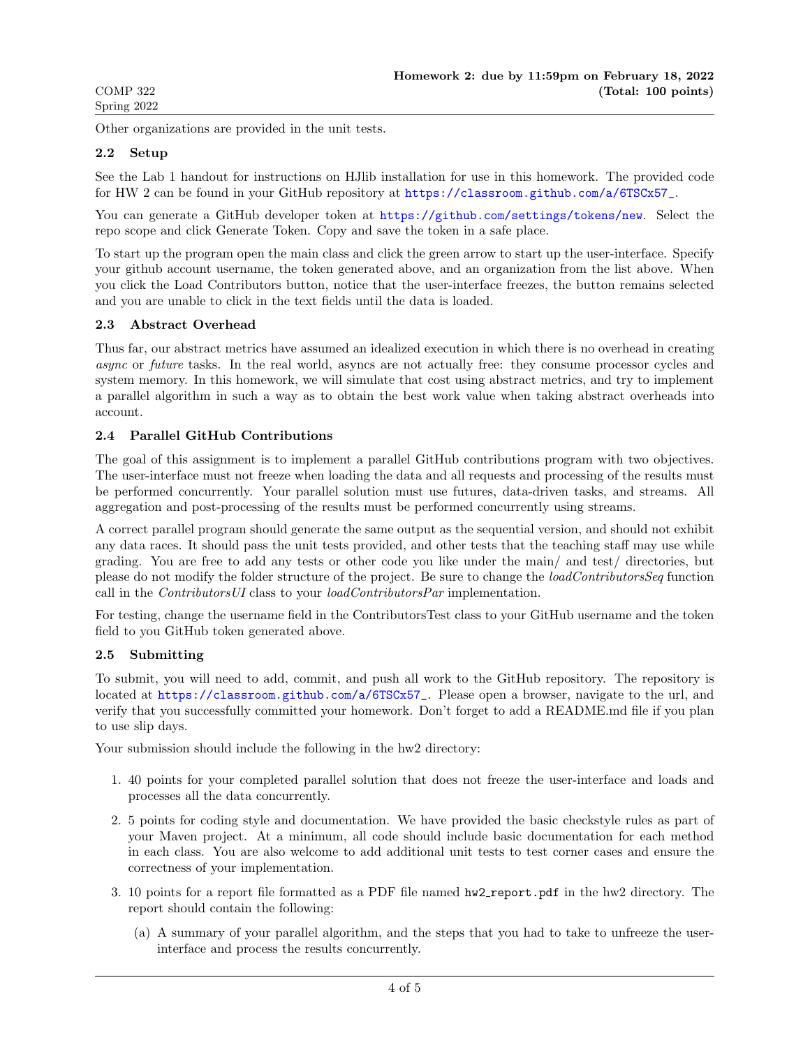Other organizations are provided in the unit tests.

### 2.2 Setup

See the Lab 1 handout for instructions on HJlib installation for use in this homework. The provided code for HW 2 can be found in your GitHub repository at https://classroom.github.com/a/6TSCx57_.

You can generate a GitHub developer token at https://github.com/settings/tokens/new. Select the repo scope and click Generate Token. Copy and save the token in a safe place.

To start up the program open the main class and click the green arrow to start up the user-interface. Specify your github account username, the token generated above, and an organization from the list above. When you click the Load Contributors button, notice that the user-interface freezes, the button remains selected and you are unable to click in the text fields until the data is loaded.

### 2.3 Abstract Overhead

Thus far, our abstract metrics have assumed an idealized execution in which there is no overhead in creating *async* or *future* tasks. In the real world, asyncs are not actually free: they consume processor cycles and system memory. In this homework, we will simulate that cost using abstract metrics, and try to implement a parallel algorithm in such a way as to obtain the best work value when taking abstract overheads into account.

### 2.4 Parallel GitHub Contributions

The goal of this assignment is to implement a parallel GitHub contributions program with two objectives. The user-interface must not freeze when loading the data and all requests and processing of the results must be performed concurrently. Your parallel solution must use futures, data-driven tasks, and streams. All aggregation and post-processing of the results must be performed concurrently using streams.

A correct parallel program should generate the same output as the sequential version, and should not exhibit any data races. It should pass the unit tests provided, and other tests that the teaching staff may use while grading. You are free to add any tests or other code you like under the main/ and test/ directories, but please do not modify the folder structure of the project. Be sure to change the *loadContributorsSeq* function call in the *ContributorsUI* class to your *loadContributorsPar* implementation.

For testing, change the username field in the ContributorsTest class to your GitHub username and the token field to you GitHub token generated above.

### 2.5 Submitting

To submit, you will need to add, commit, and push all work to the GitHub repository. The repository is located at https://classroom.github.com/a/6TSCx57_. Please open a browser, navigate to the url, and verify that you successfully committed your homework. Don't forget to add a README.md file if you plan to use slip days.

Your submission should include the following in the hw2 directory:

1. 40 points for your completed parallel solution that does not freeze the user-interface and loads and processes all the data concurrently.
2. 5 points for coding style and documentation. We have provided the basic checkstyle rules as part of your Maven project. At a minimum, all code should include basic documentation for each method in each class. You are also welcome to add additional unit tests to test corner cases and ensure the correctness of your implementation.
3. 10 points for a report file formatted as a PDF file named `hw2_report.pdf` in the hw2 directory. The report should contain the following:
   (a) A summary of your parallel algorithm, and the steps that you had to take to unfreeze the user-interface and process the results concurrently.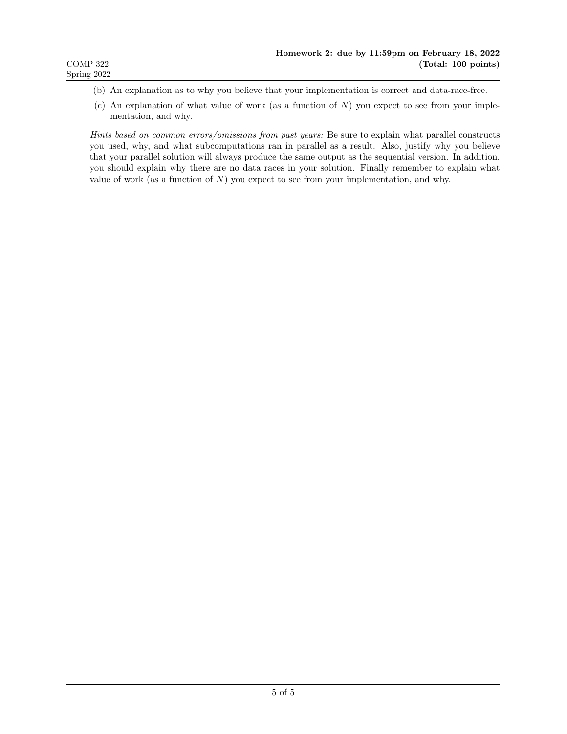(b) An explanation as to why you believe that your implementation is correct and data-race-free.

(c) An explanation of what value of work (as a function of $N$) you expect to see from your implementation, and why.

*Hints based on common errors/omissions from past years:* Be sure to explain what parallel constructs you used, why, and what subcomputations ran in parallel as a result. Also, justify why you believe that your parallel solution will always produce the same output as the sequential version. In addition, you should explain why there are no data races in your solution. Finally remember to explain what value of work (as a function of $N$) you expect to see from your implementation, and why.